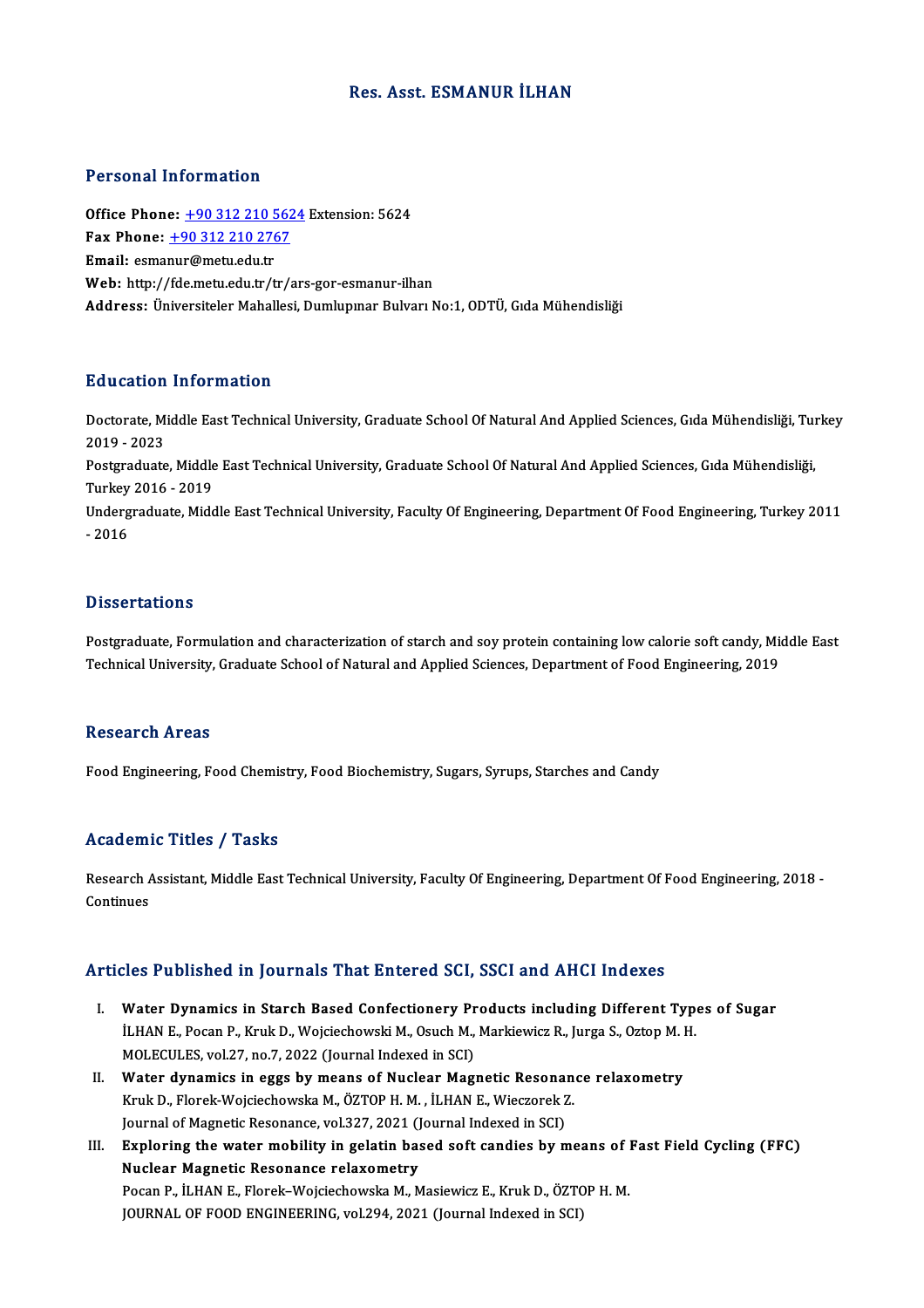# Res. Asst. ESMANUR İLHAN

## Personal Information

**Office Phone:** +90 312 210 5624 Extension: 5624
**Fax Phone:** +90 312 210 2767
**Email:** esmanur@metu.edu.tr
**Web:** http://fde.metu.edu.tr/tr/ars-gor-esmanur-ilhan
**Address:** Üniversiteler Mahallesi, Dumlupınar Bulvarı No:1, ODTÜ, Gıda Mühendisliği

## Education Information

Doctorate, Middle East Technical University, Graduate School Of Natural And Applied Sciences, Gıda Mühendisliği, Turkey 2019 - 2023
Postgraduate, Middle East Technical University, Graduate School Of Natural And Applied Sciences, Gıda Mühendisliği, Turkey 2016 - 2019
Undergraduate, Middle East Technical University, Faculty Of Engineering, Department Of Food Engineering, Turkey 2011 - 2016

## Dissertations

Postgraduate, Formulation and characterization of starch and soy protein containing low calorie soft candy, Middle East Technical University, Graduate School of Natural and Applied Sciences, Department of Food Engineering, 2019

## Research Areas

Food Engineering, Food Chemistry, Food Biochemistry, Sugars, Syrups, Starches and Candy

## Academic Titles / Tasks

Research Assistant, Middle East Technical University, Faculty Of Engineering, Department Of Food Engineering, 2018 - Continues

## Articles Published in Journals That Entered SCI, SSCI and AHCI Indexes

I. **Water Dynamics in Starch Based Confectionery Products including Different Types of Sugar**
İLHAN E., Pocan P., Kruk D., Wojciechowski M., Osuch M., Markiewicz R., Jurga S., Oztop M. H.
MOLECULES, vol.27, no.7, 2022 (Journal Indexed in SCI)

II. **Water dynamics in eggs by means of Nuclear Magnetic Resonance relaxometry**
Kruk D., Florek-Wojciechowska M., ÖZTOP H. M. , İLHAN E., Wieczorek Z.
Journal of Magnetic Resonance, vol.327, 2021 (Journal Indexed in SCI)

III. **Exploring the water mobility in gelatin based soft candies by means of Fast Field Cycling (FFC) Nuclear Magnetic Resonance relaxometry**
Pocan P., İLHAN E., Florek–Wojciechowska M., Masiewicz E., Kruk D., ÖZTOP H. M.
JOURNAL OF FOOD ENGINEERING, vol.294, 2021 (Journal Indexed in SCI)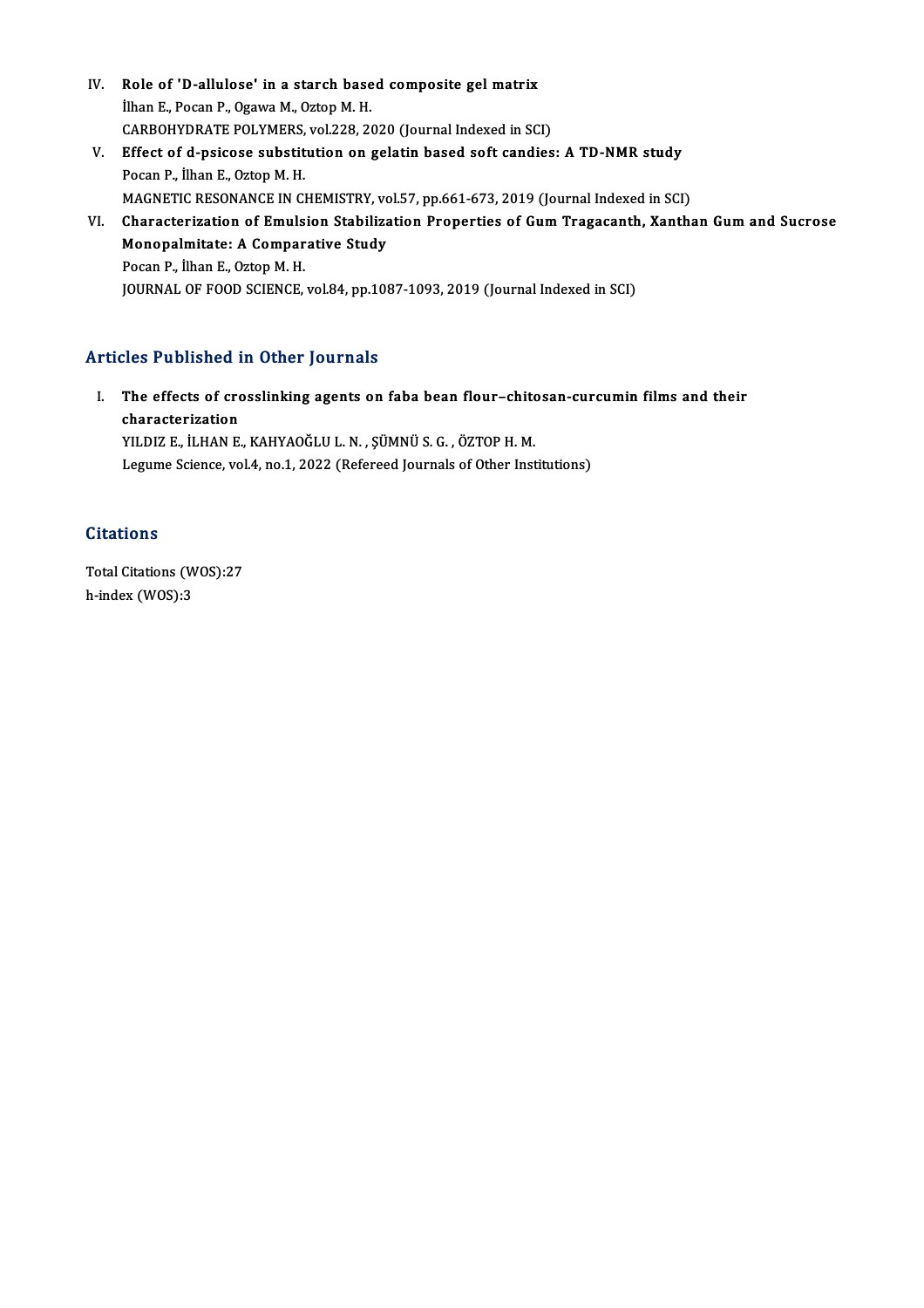IV. **Role of 'D-allulose' in a starch based composite gel matrix**
İlhan E., Pocan P., Ogawa M., Oztop M. H.
CARBOHYDRATE POLYMERS, vol.228, 2020 (Journal Indexed in SCI)

V. **Effect of d-psicose substitution on gelatin based soft candies: A TD-NMR study**
Pocan P., İlhan E., Oztop M. H.
MAGNETIC RESONANCE IN CHEMISTRY, vol.57, pp.661-673, 2019 (Journal Indexed in SCI)

VI. **Characterization of Emulsion Stabilization Properties of Gum Tragacanth, Xanthan Gum and Sucrose Monopalmitate: A Comparative Study**
Pocan P., İlhan E., Oztop M. H.
JOURNAL OF FOOD SCIENCE, vol.84, pp.1087-1093, 2019 (Journal Indexed in SCI)

## Articles Published in Other Journals

I. **The effects of crosslinking agents on faba bean flour–chitosan-curcumin films and their characterization**
YILDIZ E., İLHAN E., KAHYAOĞLU L. N. , ŞÜMNÜ S. G. , ÖZTOP H. M.
Legume Science, vol.4, no.1, 2022 (Refereed Journals of Other Institutions)

## Citations

Total Citations (WOS):27
h-index (WOS):3